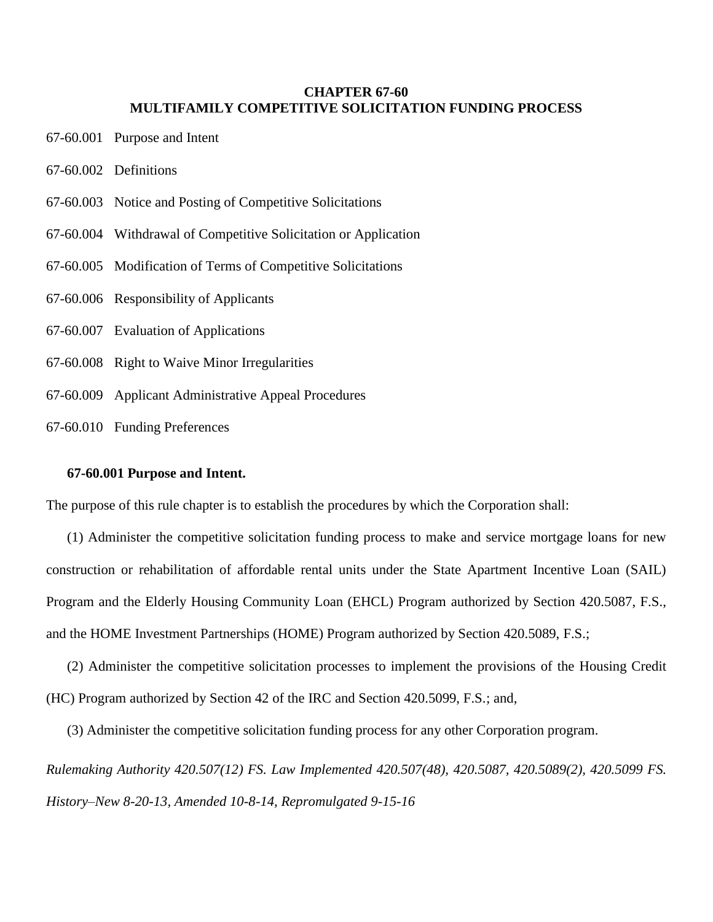# CHAPTER 67-60
# MULTIFAMILY COMPETITIVE SOLICITATION FUNDING PROCESS

67-60.001 Purpose and Intent

67-60.002 Definitions

67-60.003 Notice and Posting of Competitive Solicitations

67-60.004 Withdrawal of Competitive Solicitation or Application

67-60.005 Modification of Terms of Competitive Solicitations

67-60.006 Responsibility of Applicants

67-60.007 Evaluation of Applications

67-60.008 Right to Waive Minor Irregularities

67-60.009 Applicant Administrative Appeal Procedures

67-60.010 Funding Preferences

**67-60.001 Purpose and Intent.**

The purpose of this rule chapter is to establish the procedures by which the Corporation shall:

(1) Administer the competitive solicitation funding process to make and service mortgage loans for new construction or rehabilitation of affordable rental units under the State Apartment Incentive Loan (SAIL) Program and the Elderly Housing Community Loan (EHCL) Program authorized by Section 420.5087, F.S., and the HOME Investment Partnerships (HOME) Program authorized by Section 420.5089, F.S.;

(2) Administer the competitive solicitation processes to implement the provisions of the Housing Credit (HC) Program authorized by Section 42 of the IRC and Section 420.5099, F.S.; and,

(3) Administer the competitive solicitation funding process for any other Corporation program.

*Rulemaking Authority 420.507(12) FS. Law Implemented 420.507(48), 420.5087, 420.5089(2), 420.5099 FS. History–New 8-20-13, Amended 10-8-14, Repromulgated 9-15-16*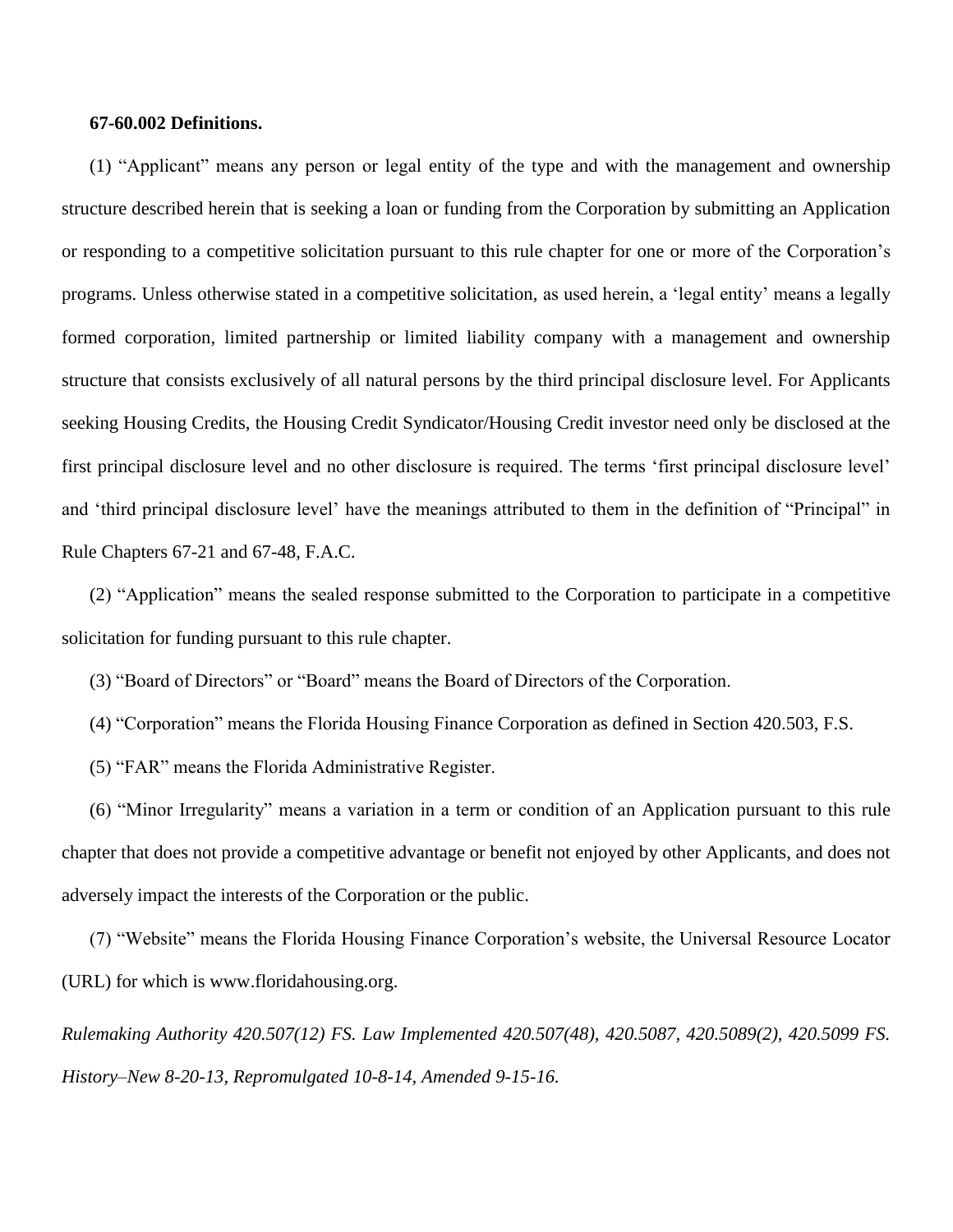**67-60.002 Definitions.**

(1) “Applicant” means any person or legal entity of the type and with the management and ownership structure described herein that is seeking a loan or funding from the Corporation by submitting an Application or responding to a competitive solicitation pursuant to this rule chapter for one or more of the Corporation’s programs. Unless otherwise stated in a competitive solicitation, as used herein, a ‘legal entity’ means a legally formed corporation, limited partnership or limited liability company with a management and ownership structure that consists exclusively of all natural persons by the third principal disclosure level. For Applicants seeking Housing Credits, the Housing Credit Syndicator/Housing Credit investor need only be disclosed at the first principal disclosure level and no other disclosure is required. The terms ‘first principal disclosure level’ and ‘third principal disclosure level’ have the meanings attributed to them in the definition of “Principal” in Rule Chapters 67-21 and 67-48, F.A.C.

(2) “Application” means the sealed response submitted to the Corporation to participate in a competitive solicitation for funding pursuant to this rule chapter.

(3) “Board of Directors” or “Board” means the Board of Directors of the Corporation.

(4) “Corporation” means the Florida Housing Finance Corporation as defined in Section 420.503, F.S.

(5) “FAR” means the Florida Administrative Register.

(6) “Minor Irregularity” means a variation in a term or condition of an Application pursuant to this rule chapter that does not provide a competitive advantage or benefit not enjoyed by other Applicants, and does not adversely impact the interests of the Corporation or the public.

(7) “Website” means the Florida Housing Finance Corporation’s website, the Universal Resource Locator (URL) for which is www.floridahousing.org.

*Rulemaking Authority 420.507(12) FS. Law Implemented 420.507(48), 420.5087, 420.5089(2), 420.5099 FS. History–New 8-20-13, Repromulgated 10-8-14, Amended 9-15-16.*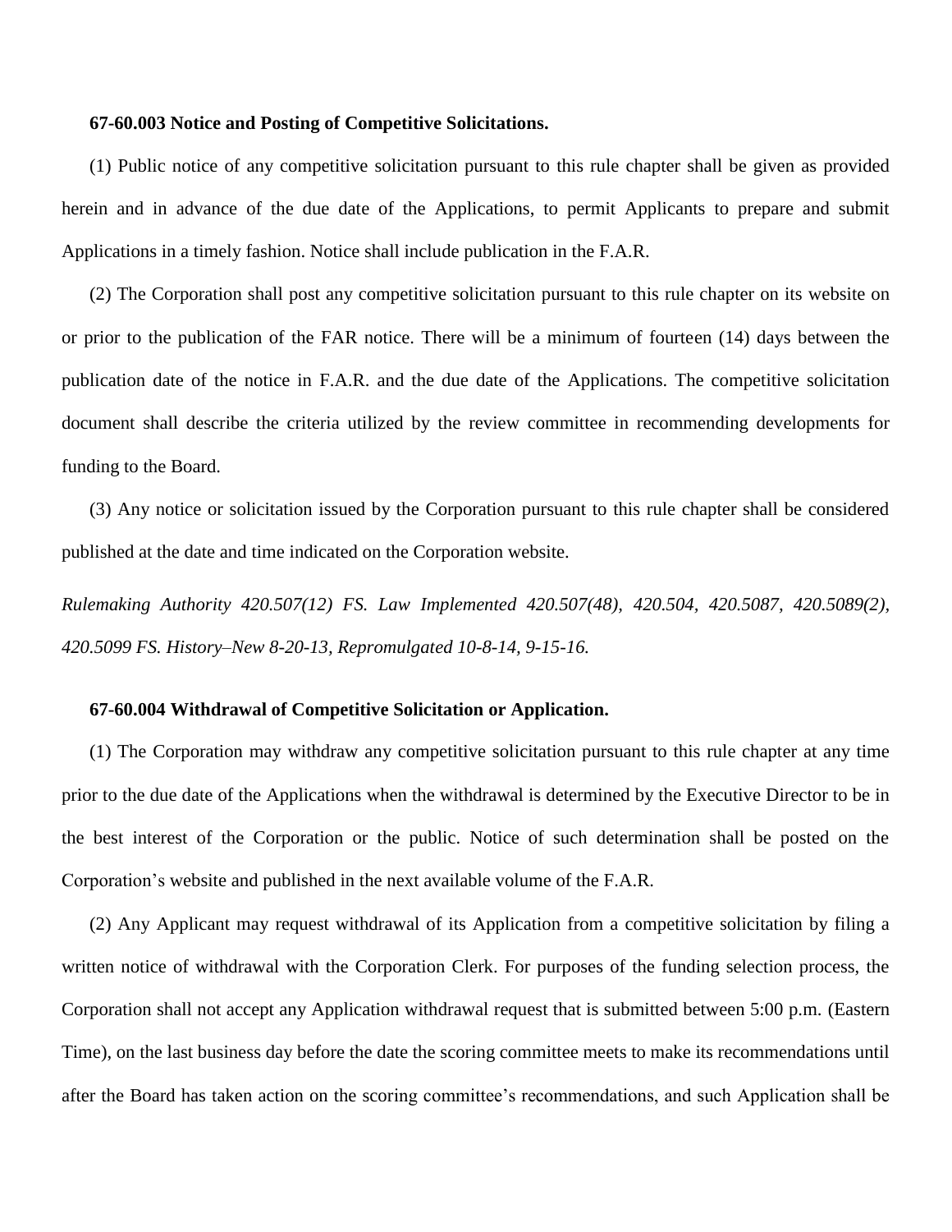**67-60.003 Notice and Posting of Competitive Solicitations.**

(1) Public notice of any competitive solicitation pursuant to this rule chapter shall be given as provided herein and in advance of the due date of the Applications, to permit Applicants to prepare and submit Applications in a timely fashion. Notice shall include publication in the F.A.R.

(2) The Corporation shall post any competitive solicitation pursuant to this rule chapter on its website on or prior to the publication of the FAR notice. There will be a minimum of fourteen (14) days between the publication date of the notice in F.A.R. and the due date of the Applications. The competitive solicitation document shall describe the criteria utilized by the review committee in recommending developments for funding to the Board.

(3) Any notice or solicitation issued by the Corporation pursuant to this rule chapter shall be considered published at the date and time indicated on the Corporation website.

*Rulemaking Authority 420.507(12) FS. Law Implemented 420.507(48), 420.504, 420.5087, 420.5089(2), 420.5099 FS. History–New 8-20-13, Repromulgated 10-8-14, 9-15-16.*

**67-60.004 Withdrawal of Competitive Solicitation or Application.**

(1) The Corporation may withdraw any competitive solicitation pursuant to this rule chapter at any time prior to the due date of the Applications when the withdrawal is determined by the Executive Director to be in the best interest of the Corporation or the public. Notice of such determination shall be posted on the Corporation's website and published in the next available volume of the F.A.R.

(2) Any Applicant may request withdrawal of its Application from a competitive solicitation by filing a written notice of withdrawal with the Corporation Clerk. For purposes of the funding selection process, the Corporation shall not accept any Application withdrawal request that is submitted between 5:00 p.m. (Eastern Time), on the last business day before the date the scoring committee meets to make its recommendations until after the Board has taken action on the scoring committee's recommendations, and such Application shall be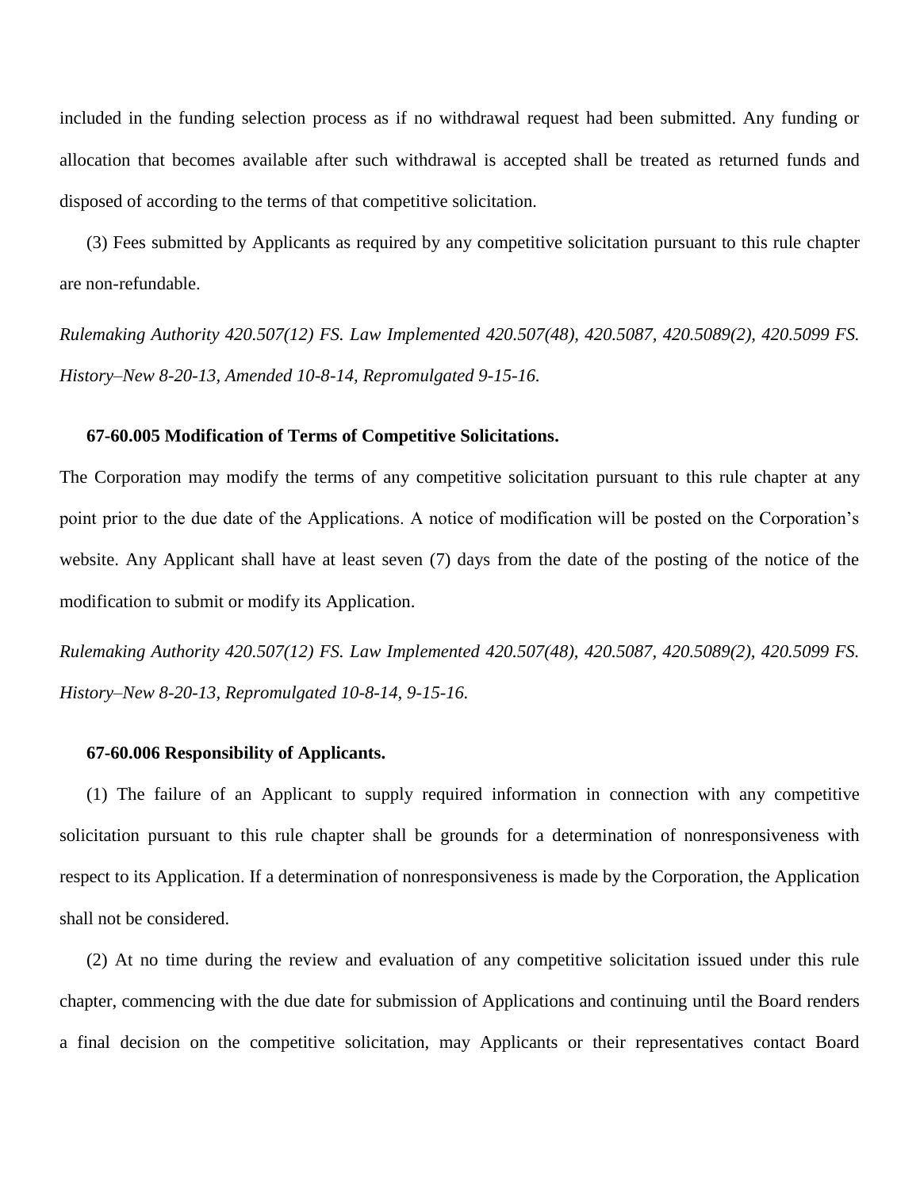included in the funding selection process as if no withdrawal request had been submitted. Any funding or allocation that becomes available after such withdrawal is accepted shall be treated as returned funds and disposed of according to the terms of that competitive solicitation.

(3) Fees submitted by Applicants as required by any competitive solicitation pursuant to this rule chapter are non-refundable.

*Rulemaking Authority 420.507(12) FS. Law Implemented 420.507(48), 420.5087, 420.5089(2), 420.5099 FS. History–New 8-20-13, Amended 10-8-14, Repromulgated 9-15-16.*

**67-60.005 Modification of Terms of Competitive Solicitations.**

The Corporation may modify the terms of any competitive solicitation pursuant to this rule chapter at any point prior to the due date of the Applications. A notice of modification will be posted on the Corporation's website. Any Applicant shall have at least seven (7) days from the date of the posting of the notice of the modification to submit or modify its Application.

*Rulemaking Authority 420.507(12) FS. Law Implemented 420.507(48), 420.5087, 420.5089(2), 420.5099 FS. History–New 8-20-13, Repromulgated 10-8-14, 9-15-16.*

**67-60.006 Responsibility of Applicants.**

(1) The failure of an Applicant to supply required information in connection with any competitive solicitation pursuant to this rule chapter shall be grounds for a determination of nonresponsiveness with respect to its Application. If a determination of nonresponsiveness is made by the Corporation, the Application shall not be considered.

(2) At no time during the review and evaluation of any competitive solicitation issued under this rule chapter, commencing with the due date for submission of Applications and continuing until the Board renders a final decision on the competitive solicitation, may Applicants or their representatives contact Board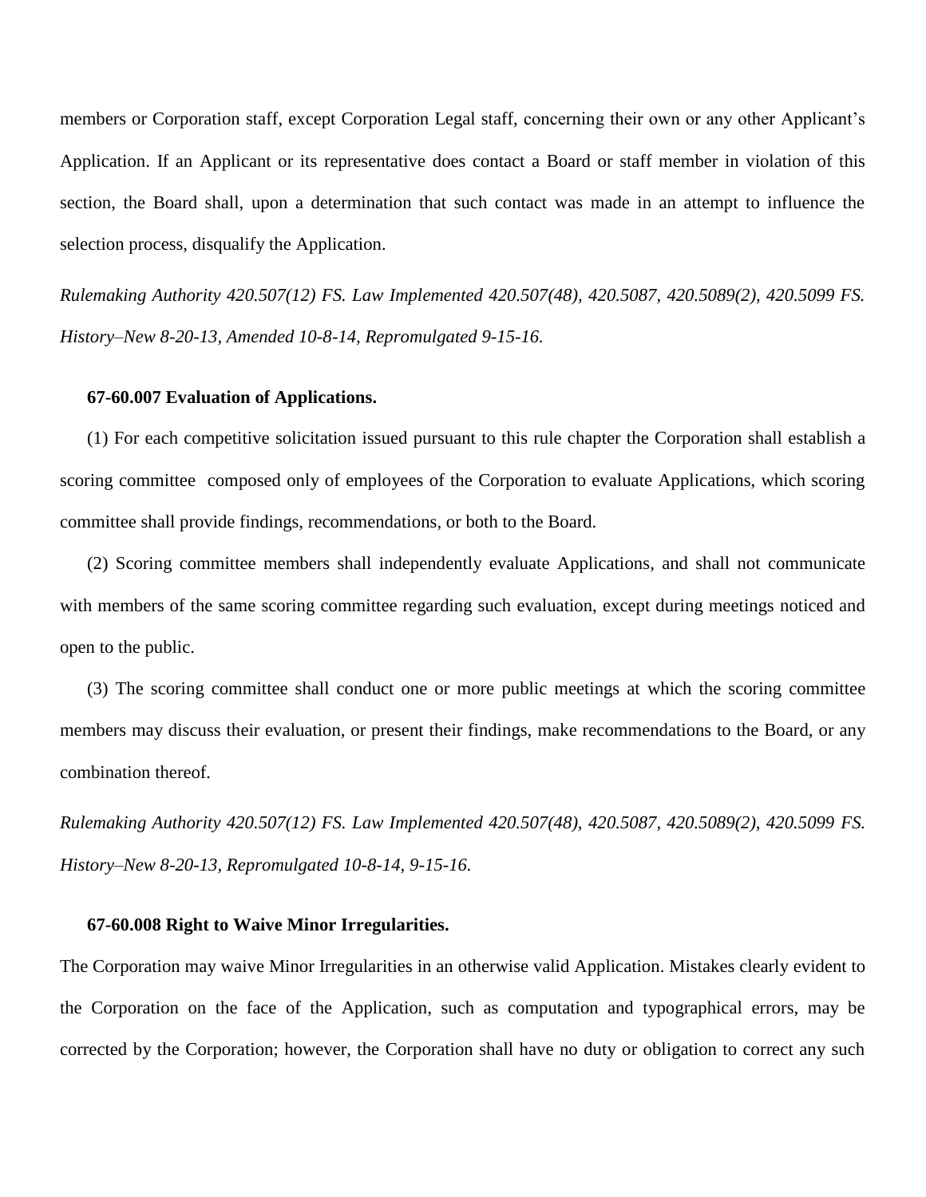members or Corporation staff, except Corporation Legal staff, concerning their own or any other Applicant's Application. If an Applicant or its representative does contact a Board or staff member in violation of this section, the Board shall, upon a determination that such contact was made in an attempt to influence the selection process, disqualify the Application.

*Rulemaking Authority 420.507(12) FS. Law Implemented 420.507(48), 420.5087, 420.5089(2), 420.5099 FS. History–New 8-20-13, Amended 10-8-14, Repromulgated 9-15-16.*

**67-60.007 Evaluation of Applications.**

(1) For each competitive solicitation issued pursuant to this rule chapter the Corporation shall establish a scoring committee composed only of employees of the Corporation to evaluate Applications, which scoring committee shall provide findings, recommendations, or both to the Board.

(2) Scoring committee members shall independently evaluate Applications, and shall not communicate with members of the same scoring committee regarding such evaluation, except during meetings noticed and open to the public.

(3) The scoring committee shall conduct one or more public meetings at which the scoring committee members may discuss their evaluation, or present their findings, make recommendations to the Board, or any combination thereof.

*Rulemaking Authority 420.507(12) FS. Law Implemented 420.507(48), 420.5087, 420.5089(2), 420.5099 FS. History–New 8-20-13, Repromulgated 10-8-14, 9-15-16.*

**67-60.008 Right to Waive Minor Irregularities.**

The Corporation may waive Minor Irregularities in an otherwise valid Application. Mistakes clearly evident to the Corporation on the face of the Application, such as computation and typographical errors, may be corrected by the Corporation; however, the Corporation shall have no duty or obligation to correct any such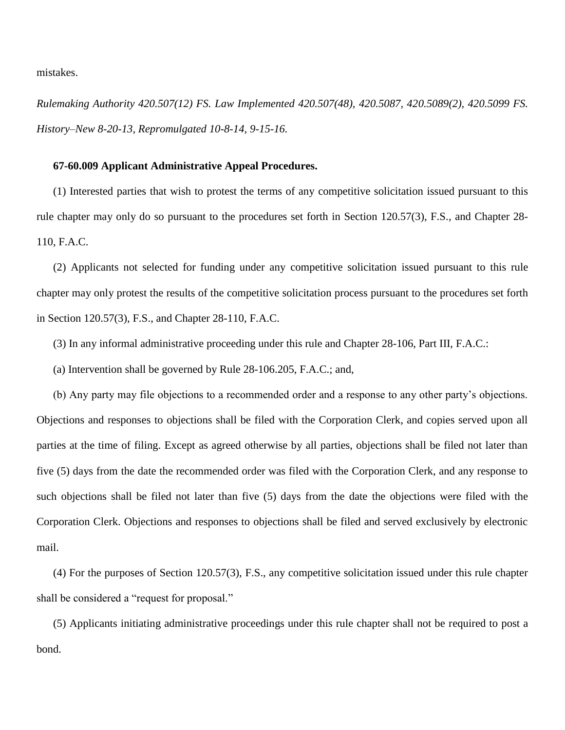mistakes.

*Rulemaking Authority 420.507(12) FS. Law Implemented 420.507(48), 420.5087, 420.5089(2), 420.5099 FS. History–New 8-20-13, Repromulgated 10-8-14, 9-15-16.*

**67-60.009 Applicant Administrative Appeal Procedures.**

(1) Interested parties that wish to protest the terms of any competitive solicitation issued pursuant to this rule chapter may only do so pursuant to the procedures set forth in Section 120.57(3), F.S., and Chapter 28-110, F.A.C.

(2) Applicants not selected for funding under any competitive solicitation issued pursuant to this rule chapter may only protest the results of the competitive solicitation process pursuant to the procedures set forth in Section 120.57(3), F.S., and Chapter 28-110, F.A.C.

(3) In any informal administrative proceeding under this rule and Chapter 28-106, Part III, F.A.C.:

(a) Intervention shall be governed by Rule 28-106.205, F.A.C.; and,

(b) Any party may file objections to a recommended order and a response to any other party's objections. Objections and responses to objections shall be filed with the Corporation Clerk, and copies served upon all parties at the time of filing. Except as agreed otherwise by all parties, objections shall be filed not later than five (5) days from the date the recommended order was filed with the Corporation Clerk, and any response to such objections shall be filed not later than five (5) days from the date the objections were filed with the Corporation Clerk. Objections and responses to objections shall be filed and served exclusively by electronic mail.

(4) For the purposes of Section 120.57(3), F.S., any competitive solicitation issued under this rule chapter shall be considered a "request for proposal."

(5) Applicants initiating administrative proceedings under this rule chapter shall not be required to post a bond.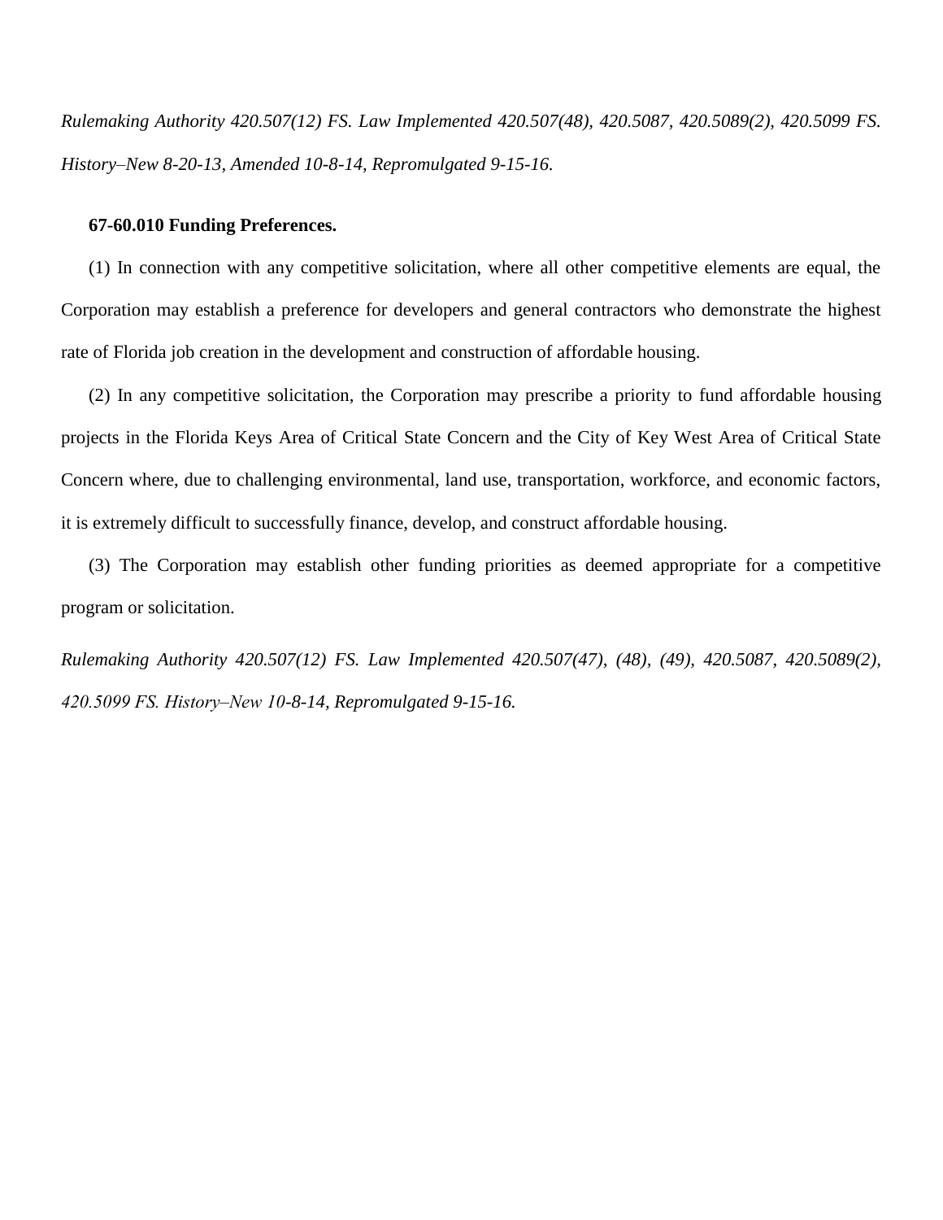*Rulemaking Authority 420.507(12) FS. Law Implemented 420.507(48), 420.5087, 420.5089(2), 420.5099 FS. History–New 8-20-13, Amended 10-8-14, Repromulgated 9-15-16.*

**67-60.010 Funding Preferences.**

(1) In connection with any competitive solicitation, where all other competitive elements are equal, the Corporation may establish a preference for developers and general contractors who demonstrate the highest rate of Florida job creation in the development and construction of affordable housing.

(2) In any competitive solicitation, the Corporation may prescribe a priority to fund affordable housing projects in the Florida Keys Area of Critical State Concern and the City of Key West Area of Critical State Concern where, due to challenging environmental, land use, transportation, workforce, and economic factors, it is extremely difficult to successfully finance, develop, and construct affordable housing.

(3) The Corporation may establish other funding priorities as deemed appropriate for a competitive program or solicitation.

*Rulemaking Authority 420.507(12) FS. Law Implemented 420.507(47), (48), (49), 420.5087, 420.5089(2), 420.5099 FS. History–New 10-8-14, Repromulgated 9-15-16.*